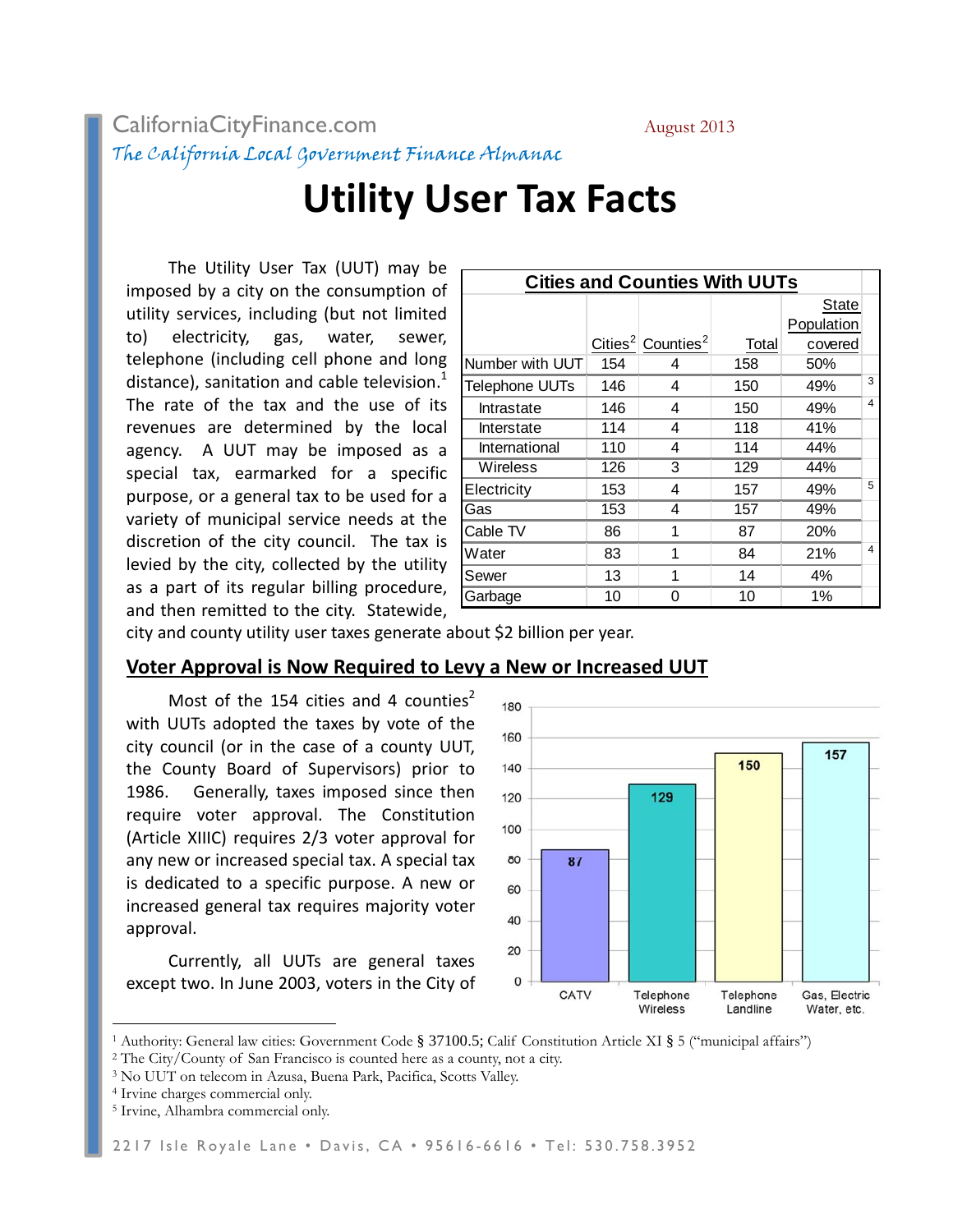CaliforniaCityFinance.com

*The California Local Government Finance Almanac*

August 2013

# Utility User Tax Facts

The Utility User Tax (UUT) may be imposed by a city on the consumption of utility services, including (but not limited to) electricity, gas, water, sewer, telephone (including cell phone and long distance), sanitation and cable television.[1] The rate of the tax and the use of its revenues are determined by the local agency. A UUT may be imposed as a special tax, earmarked for a specific purpose, or a general tax to be used for a variety of municipal service needs at the discretion of the city council. The tax is levied by the city, collected by the utility as a part of its regular billing procedure, and then remitted to the city. Statewide, city and county utility user taxes generate about $2 billion per year.

**Cities and Counties With UUTs**

| | Cities[2] | Counties[2] | Total | State Population covered | |
|---|---|---|---|---|---|
| Number with UUT | 154 | 4 | 158 | 50% | |
| Telephone UUTs | 146 | 4 | 150 | 49% | 3 |
| Intrastate | 146 | 4 | 150 | 49% | 4 |
| Interstate | 114 | 4 | 118 | 41% | |
| International | 110 | 4 | 114 | 44% | |
| Wireless | 126 | 3 | 129 | 44% | |
| Electricity | 153 | 4 | 157 | 49% | 5 |
| Gas | 153 | 4 | 157 | 49% | |
| Cable TV | 86 | 1 | 87 | 20% | |
| Water | 83 | 1 | 84 | 21% | 4 |
| Sewer | 13 | 1 | 14 | 4% | |
| Garbage | 10 | 0 | 10 | 1% | |

## Voter Approval is Now Required to Levy a New or Increased UUT

Most of the 154 cities and 4 counties[2] with UUTs adopted the taxes by vote of the city council (or in the case of a county UUT, the County Board of Supervisors) prior to 1986. Generally, taxes imposed since then require voter approval. The Constitution (Article XIIIC) requires 2/3 voter approval for any new or increased special tax. A special tax is dedicated to a specific purpose. A new or increased general tax requires majority voter approval.

| Category | Count |
|---|---|
| CATV | 87 |
| Telephone Wireless | 129 |
| Telephone Landline | 150 |
| Gas, Electric Water, etc. | 157 |

Currently, all UUTs are general taxes except two. In June 2003, voters in the City of

---

[1] Authority: General law cities: Government Code § 37100.5; Calif Constitution Article XI § 5 ("municipal affairs")

[2] The City/County of San Francisco is counted here as a county, not a city.

[3] No UUT on telecom in Azusa, Buena Park, Pacifica, Scotts Valley.

[4] Irvine charges commercial only.

[5] Irvine, Alhambra commercial only.

2217 Isle Royale Lane • Davis, CA • 95616-6616 • Tel: 530.758.3952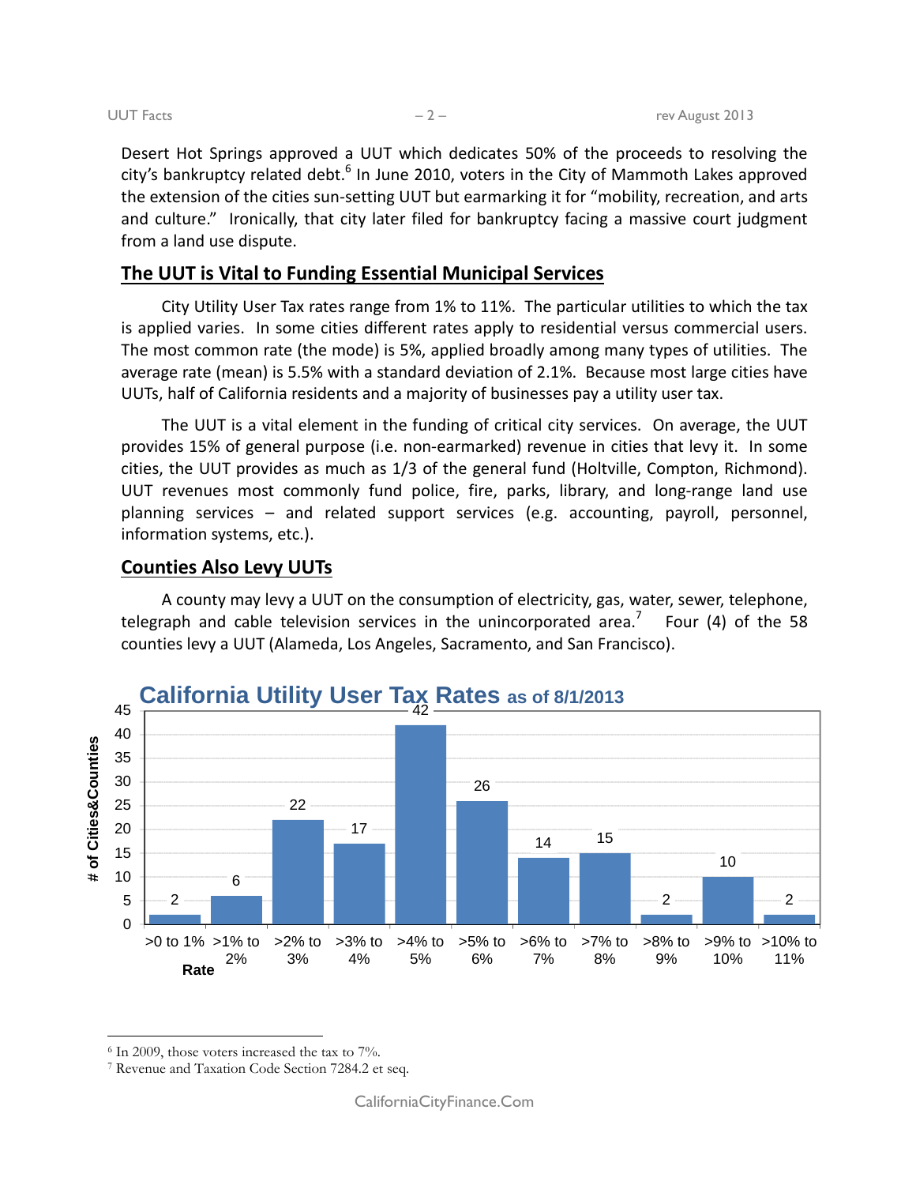Desert Hot Springs approved a UUT which dedicates 50% of the proceeds to resolving the city's bankruptcy related debt.[6] In June 2010, voters in the City of Mammoth Lakes approved the extension of the cities sun-setting UUT but earmarking it for "mobility, recreation, and arts and culture." Ironically, that city later filed for bankruptcy facing a massive court judgment from a land use dispute.

## The UUT is Vital to Funding Essential Municipal Services

City Utility User Tax rates range from 1% to 11%. The particular utilities to which the tax is applied varies. In some cities different rates apply to residential versus commercial users. The most common rate (the mode) is 5%, applied broadly among many types of utilities. The average rate (mean) is 5.5% with a standard deviation of 2.1%. Because most large cities have UUTs, half of California residents and a majority of businesses pay a utility user tax.

The UUT is a vital element in the funding of critical city services. On average, the UUT provides 15% of general purpose (i.e. non-earmarked) revenue in cities that levy it. In some cities, the UUT provides as much as 1/3 of the general fund (Holtville, Compton, Richmond). UUT revenues most commonly fund police, fire, parks, library, and long-range land use planning services – and related support services (e.g. accounting, payroll, personnel, information systems, etc.).

## Counties Also Levy UUTs

A county may levy a UUT on the consumption of electricity, gas, water, sewer, telephone, telegraph and cable television services in the unincorporated area.[7] Four (4) of the 58 counties levy a UUT (Alameda, Los Angeles, Sacramento, and San Francisco).

**California Utility User Tax Rates as of 8/1/2013**

| Rate | # of Cities&Counties |
|---|---|
| >0 to 1% | 2 |
| >1% to 2% | 6 |
| >2% to 3% | 22 |
| >3% to 4% | 17 |
| >4% to 5% | 42 |
| >5% to 6% | 26 |
| >6% to 7% | 14 |
| >7% to 8% | 15 |
| >8% to 9% | 2 |
| >9% to 10% | 10 |
| >10% to 11% | 2 |

---

[6] In 2009, those voters increased the tax to 7%.

[7] Revenue and Taxation Code Section 7284.2 et seq.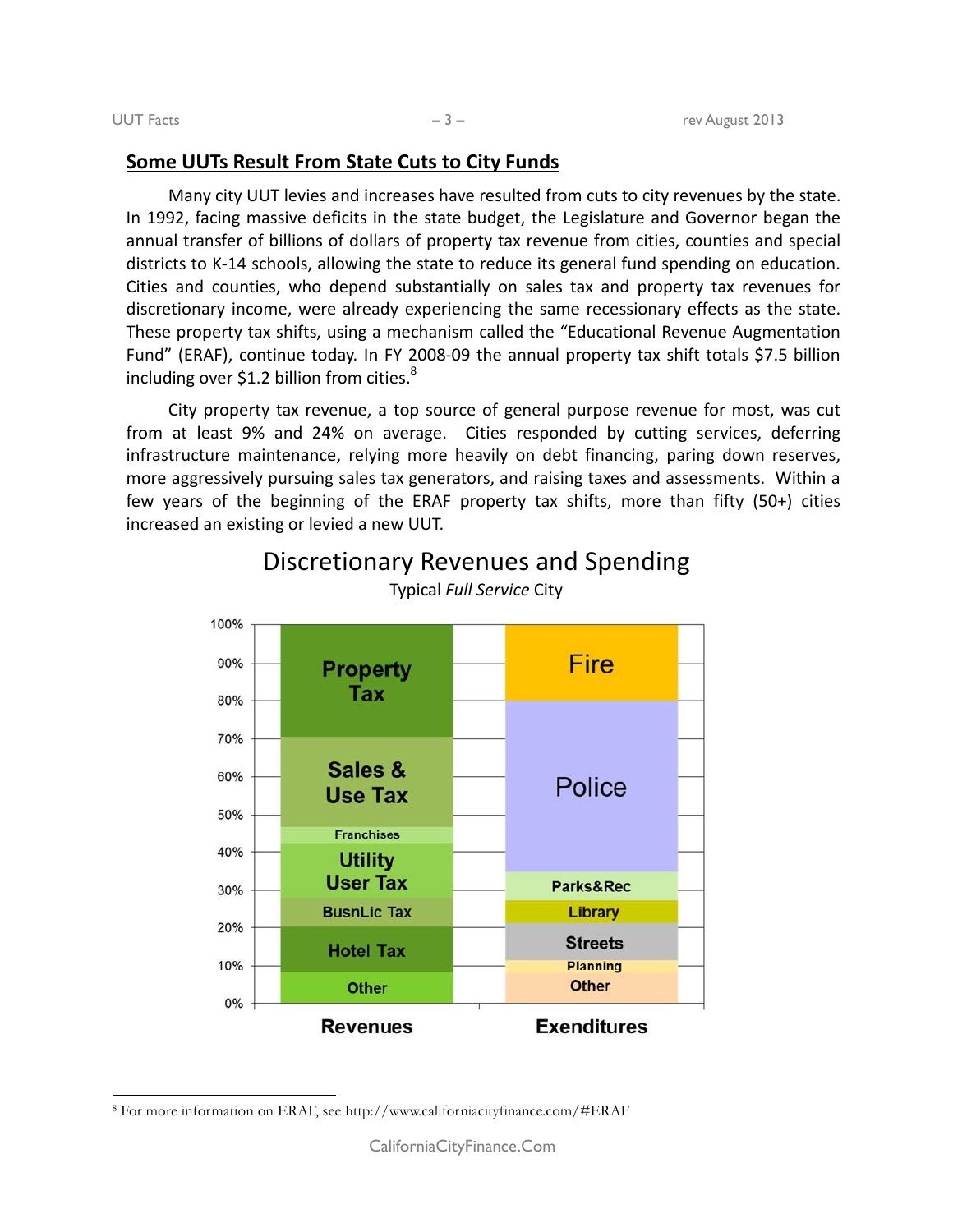## Some UUTs Result From State Cuts to City Funds

Many city UUT levies and increases have resulted from cuts to city revenues by the state. In 1992, facing massive deficits in the state budget, the Legislature and Governor began the annual transfer of billions of dollars of property tax revenue from cities, counties and special districts to K-14 schools, allowing the state to reduce its general fund spending on education. Cities and counties, who depend substantially on sales tax and property tax revenues for discretionary income, were already experiencing the same recessionary effects as the state. These property tax shifts, using a mechanism called the "Educational Revenue Augmentation Fund" (ERAF), continue today. In FY 2008-09 the annual property tax shift totals $7.5 billion including over $1.2 billion from cities.[8]

City property tax revenue, a top source of general purpose revenue for most, was cut from at least 9% and 24% on average. Cities responded by cutting services, deferring infrastructure maintenance, relying more heavily on debt financing, paring down reserves, more aggressively pursuing sales tax generators, and raising taxes and assessments. Within a few years of the beginning of the ERAF property tax shifts, more than fifty (50+) cities increased an existing or levied a new UUT.

Discretionary Revenues and Spending

Typical *Full Service* City

| Revenues (approx. share) | Exenditures (approx. share) |
|---|---|
| Property Tax (~70%–100%) | Fire (~80%–100%) |
| Sales & Use Tax (~46%–70%) | Police (~35%–80%) |
| Franchises (~42%–46%) | Parks&Rec (~28%–35%) |
| Utility User Tax (~28%–42%) | Library (~22%–28%) |
| BusnLic Tax (~20%–28%) | Streets (~11%–22%) |
| Hotel Tax (~8%–20%) | Planning (~9%–11%) |
| Other (~0%–8%) | Other (~0%–9%) |

[8] For more information on ERAF, see http://www.californiacityfinance.com/#ERAF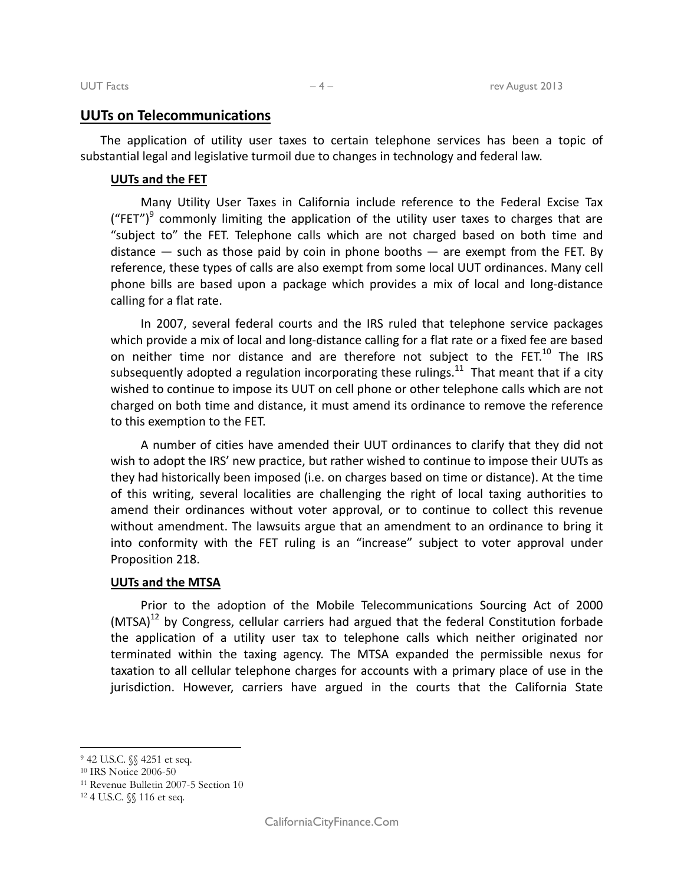## UUTs on Telecommunications

The application of utility user taxes to certain telephone services has been a topic of substantial legal and legislative turmoil due to changes in technology and federal law.

### UUTs and the FET

Many Utility User Taxes in California include reference to the Federal Excise Tax ("FET")[9] commonly limiting the application of the utility user taxes to charges that are "subject to" the FET. Telephone calls which are not charged based on both time and distance — such as those paid by coin in phone booths — are exempt from the FET. By reference, these types of calls are also exempt from some local UUT ordinances. Many cell phone bills are based upon a package which provides a mix of local and long-distance calling for a flat rate.

In 2007, several federal courts and the IRS ruled that telephone service packages which provide a mix of local and long-distance calling for a flat rate or a fixed fee are based on neither time nor distance and are therefore not subject to the FET.[10] The IRS subsequently adopted a regulation incorporating these rulings.[11] That meant that if a city wished to continue to impose its UUT on cell phone or other telephone calls which are not charged on both time and distance, it must amend its ordinance to remove the reference to this exemption to the FET.

A number of cities have amended their UUT ordinances to clarify that they did not wish to adopt the IRS' new practice, but rather wished to continue to impose their UUTs as they had historically been imposed (i.e. on charges based on time or distance). At the time of this writing, several localities are challenging the right of local taxing authorities to amend their ordinances without voter approval, or to continue to collect this revenue without amendment. The lawsuits argue that an amendment to an ordinance to bring it into conformity with the FET ruling is an "increase" subject to voter approval under Proposition 218.

### UUTs and the MTSA

Prior to the adoption of the Mobile Telecommunications Sourcing Act of 2000 (MTSA)[12] by Congress, cellular carriers had argued that the federal Constitution forbade the application of a utility user tax to telephone calls which neither originated nor terminated within the taxing agency. The MTSA expanded the permissible nexus for taxation to all cellular telephone charges for accounts with a primary place of use in the jurisdiction. However, carriers have argued in the courts that the California State

---

[9] 42 U.S.C. §§ 4251 et seq.

[10] IRS Notice 2006-50

[11] Revenue Bulletin 2007-5 Section 10

[12] 4 U.S.C. §§ 116 et seq.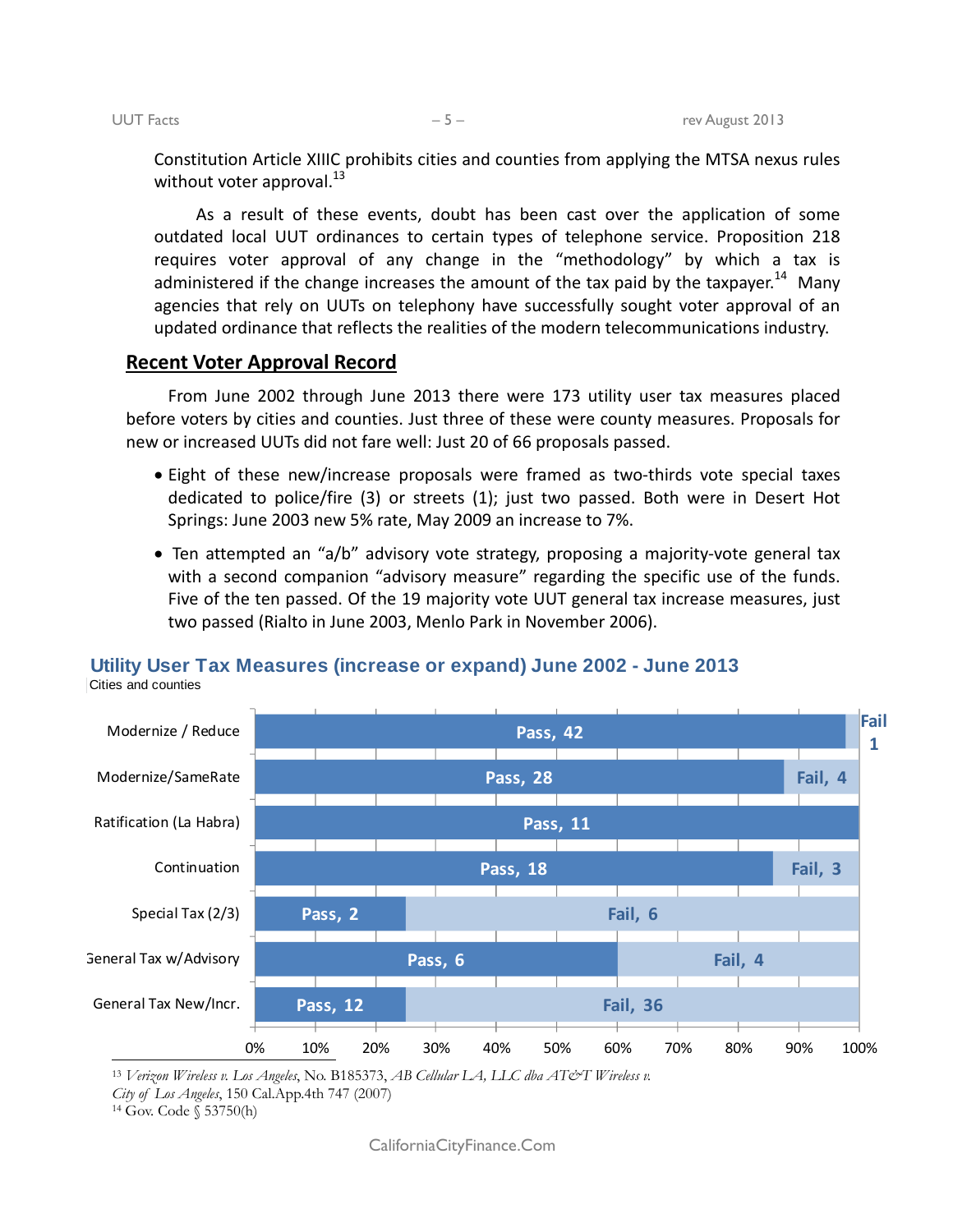Constitution Article XIIIC prohibits cities and counties from applying the MTSA nexus rules without voter approval.[13]

As a result of these events, doubt has been cast over the application of some outdated local UUT ordinances to certain types of telephone service. Proposition 218 requires voter approval of any change in the "methodology" by which a tax is administered if the change increases the amount of the tax paid by the taxpayer.[14] Many agencies that rely on UUTs on telephony have successfully sought voter approval of an updated ordinance that reflects the realities of the modern telecommunications industry.

## Recent Voter Approval Record

From June 2002 through June 2013 there were 173 utility user tax measures placed before voters by cities and counties. Just three of these were county measures. Proposals for new or increased UUTs did not fare well: Just 20 of 66 proposals passed.

- Eight of these new/increase proposals were framed as two-thirds vote special taxes dedicated to police/fire (3) or streets (1); just two passed. Both were in Desert Hot Springs: June 2003 new 5% rate, May 2009 an increase to 7%.
- Ten attempted an "a/b" advisory vote strategy, proposing a majority-vote general tax with a second companion "advisory measure" regarding the specific use of the funds. Five of the ten passed. Of the 19 majority vote UUT general tax increase measures, just two passed (Rialto in June 2003, Menlo Park in November 2006).

**Utility User Tax Measures (increase or expand) June 2002 - June 2013**

Cities and counties

| Measure type | Pass | Fail |
|---|---|---|
| Modernize / Reduce | 42 | 1 |
| Modernize/SameRate | 28 | 4 |
| Ratification (La Habra) | 11 | |
| Continuation | 18 | 3 |
| Special Tax (2/3) | 2 | 6 |
| General Tax w/Advisory | 6 | 4 |
| General Tax New/Incr. | 12 | 36 |

[13] *Verizon Wireless v. Los Angeles*, No. B185373, *AB Cellular LA, LLC dba AT&T Wireless v. City of Los Angeles*, 150 Cal.App.4th 747 (2007)

[14] Gov. Code § 53750(h)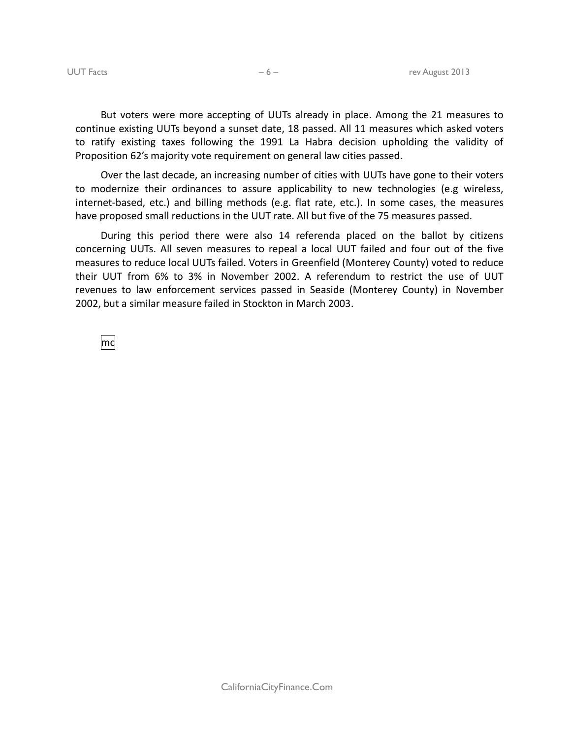But voters were more accepting of UUTs already in place. Among the 21 measures to continue existing UUTs beyond a sunset date, 18 passed. All 11 measures which asked voters to ratify existing taxes following the 1991 La Habra decision upholding the validity of Proposition 62's majority vote requirement on general law cities passed.

Over the last decade, an increasing number of cities with UUTs have gone to their voters to modernize their ordinances to assure applicability to new technologies (e.g wireless, internet-based, etc.) and billing methods (e.g. flat rate, etc.). In some cases, the measures have proposed small reductions in the UUT rate. All but five of the 75 measures passed.

During this period there were also 14 referenda placed on the ballot by citizens concerning UUTs. All seven measures to repeal a local UUT failed and four out of the five measures to reduce local UUTs failed. Voters in Greenfield (Monterey County) voted to reduce their UUT from 6% to 3% in November 2002. A referendum to restrict the use of UUT revenues to law enforcement services passed in Seaside (Monterey County) in November 2002, but a similar measure failed in Stockton in March 2003.

mc